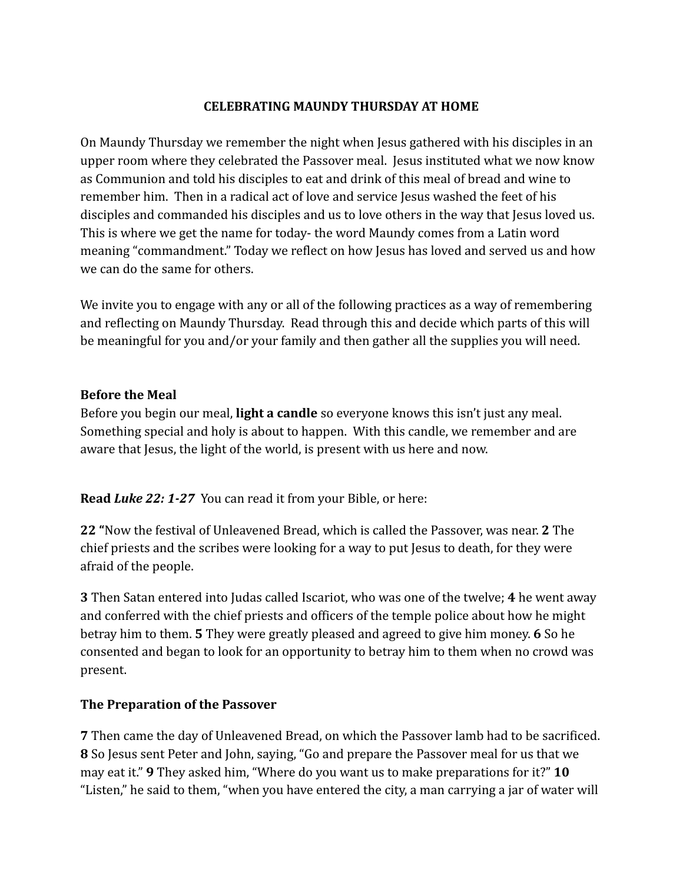**CELEBRATING MAUNDY THURSDAY AT HOME**

On Maundy Thursday we remember the night when Jesus gathered with his disciples in an upper room where they celebrated the Passover meal. Jesus instituted what we now know as Communion and told his disciples to eat and drink of this meal of bread and wine to remember him. Then in a radical act of love and service Jesus washed the feet of his disciples and commanded his disciples and us to love others in the way that Jesus loved us. This is where we get the name for today- the word Maundy comes from a Latin word meaning "commandment." Today we reflect on how Jesus has loved and served us and how we can do the same for others.

We invite you to engage with any or all of the following practices as a way of remembering and reflecting on Maundy Thursday. Read through this and decide which parts of this will be meaningful for you and/or your family and then gather all the supplies you will need.

**Before the Meal**
Before you begin our meal, **light a candle** so everyone knows this isn't just any meal. Something special and holy is about to happen. With this candle, we remember and are aware that Jesus, the light of the world, is present with us here and now.

**Read *Luke 22: 1-27*** You can read it from your Bible, or here:

**22 "**Now the festival of Unleavened Bread, which is called the Passover, was near. **2** The chief priests and the scribes were looking for a way to put Jesus to death, for they were afraid of the people.

**3** Then Satan entered into Judas called Iscariot, who was one of the twelve; **4** he went away and conferred with the chief priests and officers of the temple police about how he might betray him to them. **5** They were greatly pleased and agreed to give him money. **6** So he consented and began to look for an opportunity to betray him to them when no crowd was present.

**The Preparation of the Passover**

**7** Then came the day of Unleavened Bread, on which the Passover lamb had to be sacrificed. **8** So Jesus sent Peter and John, saying, "Go and prepare the Passover meal for us that we may eat it." **9** They asked him, "Where do you want us to make preparations for it?" **10** "Listen," he said to them, "when you have entered the city, a man carrying a jar of water will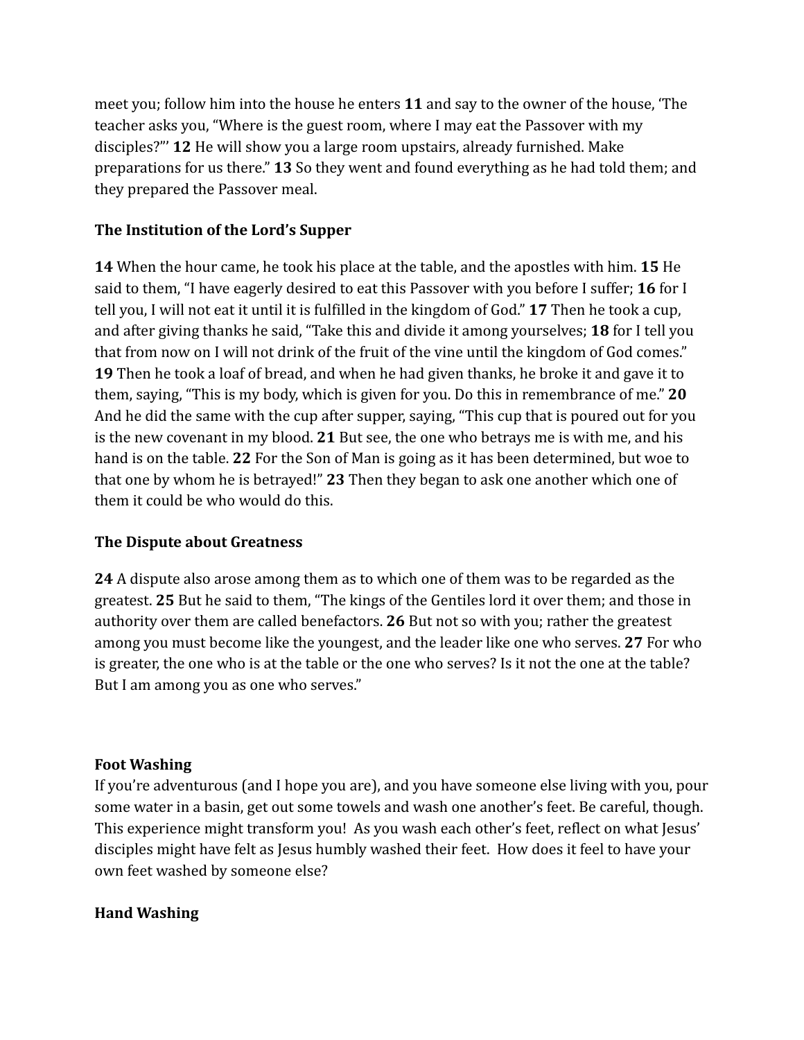meet you; follow him into the house he enters **11** and say to the owner of the house, 'The teacher asks you, "Where is the guest room, where I may eat the Passover with my disciples?"' **12** He will show you a large room upstairs, already furnished. Make preparations for us there." **13** So they went and found everything as he had told them; and they prepared the Passover meal.

**The Institution of the Lord's Supper**

**14** When the hour came, he took his place at the table, and the apostles with him. **15** He said to them, "I have eagerly desired to eat this Passover with you before I suffer; **16** for I tell you, I will not eat it until it is fulfilled in the kingdom of God." **17** Then he took a cup, and after giving thanks he said, "Take this and divide it among yourselves; **18** for I tell you that from now on I will not drink of the fruit of the vine until the kingdom of God comes." **19** Then he took a loaf of bread, and when he had given thanks, he broke it and gave it to them, saying, "This is my body, which is given for you. Do this in remembrance of me." **20** And he did the same with the cup after supper, saying, "This cup that is poured out for you is the new covenant in my blood. **21** But see, the one who betrays me is with me, and his hand is on the table. **22** For the Son of Man is going as it has been determined, but woe to that one by whom he is betrayed!" **23** Then they began to ask one another which one of them it could be who would do this.

**The Dispute about Greatness**

**24** A dispute also arose among them as to which one of them was to be regarded as the greatest. **25** But he said to them, "The kings of the Gentiles lord it over them; and those in authority over them are called benefactors. **26** But not so with you; rather the greatest among you must become like the youngest, and the leader like one who serves. **27** For who is greater, the one who is at the table or the one who serves? Is it not the one at the table? But I am among you as one who serves."

**Foot Washing**

If you're adventurous (and I hope you are), and you have someone else living with you, pour some water in a basin, get out some towels and wash one another's feet. Be careful, though. This experience might transform you! As you wash each other's feet, reflect on what Jesus' disciples might have felt as Jesus humbly washed their feet. How does it feel to have your own feet washed by someone else?

**Hand Washing**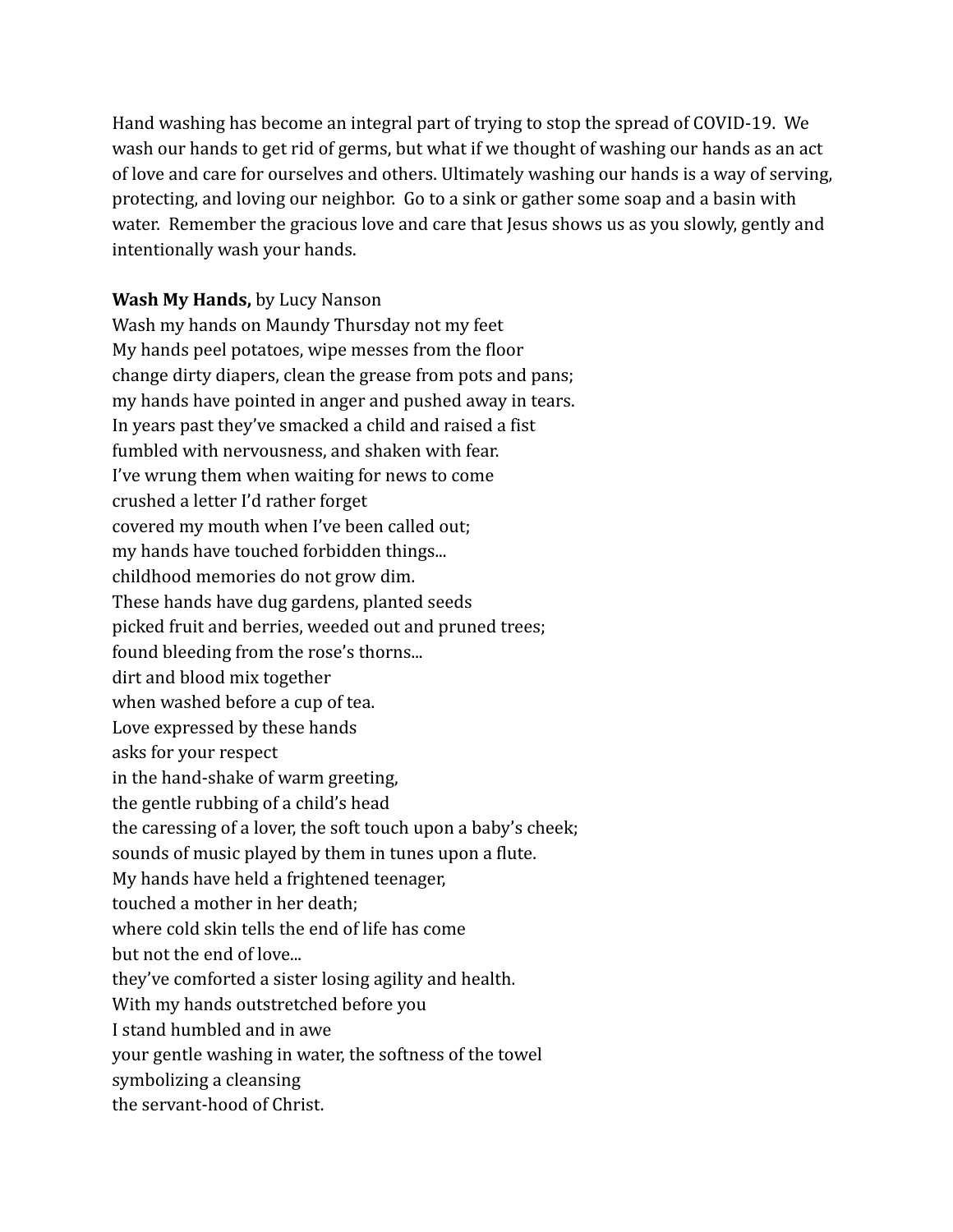Hand washing has become an integral part of trying to stop the spread of COVID-19. We wash our hands to get rid of germs, but what if we thought of washing our hands as an act of love and care for ourselves and others. Ultimately washing our hands is a way of serving, protecting, and loving our neighbor. Go to a sink or gather some soap and a basin with water. Remember the gracious love and care that Jesus shows us as you slowly, gently and intentionally wash your hands.

**Wash My Hands,** by Lucy Nanson  
Wash my hands on Maundy Thursday not my feet  
My hands peel potatoes, wipe messes from the floor  
change dirty diapers, clean the grease from pots and pans;  
my hands have pointed in anger and pushed away in tears.  
In years past they've smacked a child and raised a fist  
fumbled with nervousness, and shaken with fear.  
I've wrung them when waiting for news to come  
crushed a letter I'd rather forget  
covered my mouth when I've been called out;  
my hands have touched forbidden things...  
childhood memories do not grow dim.  
These hands have dug gardens, planted seeds  
picked fruit and berries, weeded out and pruned trees;  
found bleeding from the rose's thorns...  
dirt and blood mix together  
when washed before a cup of tea.  
Love expressed by these hands  
asks for your respect  
in the hand-shake of warm greeting,  
the gentle rubbing of a child's head  
the caressing of a lover, the soft touch upon a baby's cheek;  
sounds of music played by them in tunes upon a flute.  
My hands have held a frightened teenager,  
touched a mother in her death;  
where cold skin tells the end of life has come  
but not the end of love...  
they've comforted a sister losing agility and health.  
With my hands outstretched before you  
I stand humbled and in awe  
your gentle washing in water, the softness of the towel  
symbolizing a cleansing  
the servant-hood of Christ.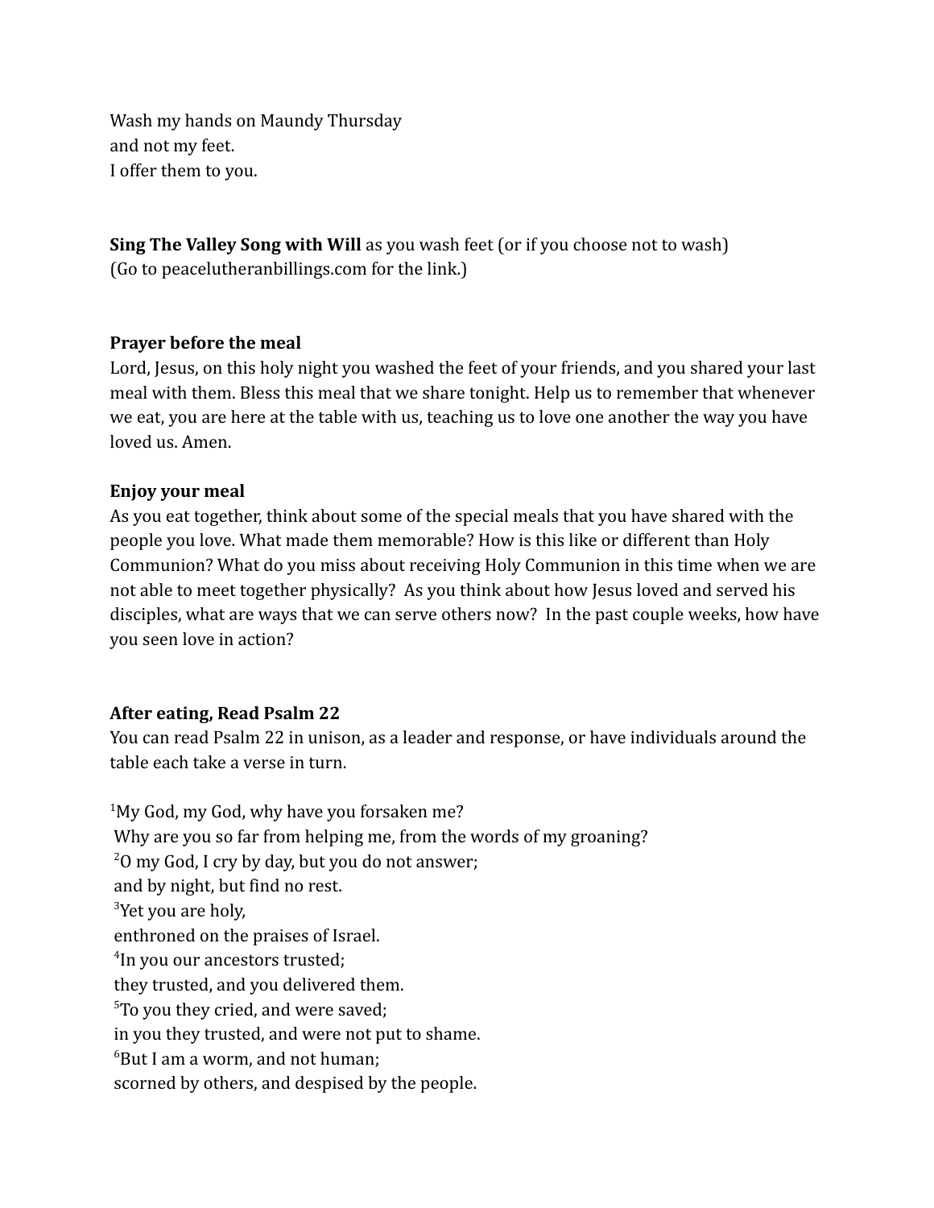Wash my hands on Maundy Thursday
and not my feet.
I offer them to you.

**Sing The Valley Song with Will** as you wash feet (or if you choose not to wash)
(Go to peacelutheranbillings.com for the link.)

**Prayer before the meal**

Lord, Jesus, on this holy night you washed the feet of your friends, and you shared your last meal with them. Bless this meal that we share tonight. Help us to remember that whenever we eat, you are here at the table with us, teaching us to love one another the way you have loved us. Amen.

**Enjoy your meal**

As you eat together, think about some of the special meals that you have shared with the people you love. What made them memorable? How is this like or different than Holy Communion? What do you miss about receiving Holy Communion in this time when we are not able to meet together physically? As you think about how Jesus loved and served his disciples, what are ways that we can serve others now? In the past couple weeks, how have you seen love in action?

**After eating, Read Psalm 22**

You can read Psalm 22 in unison, as a leader and response, or have individuals around the table each take a verse in turn.

[1]My God, my God, why have you forsaken me?
Why are you so far from helping me, from the words of my groaning?
[2]O my God, I cry by day, but you do not answer;
and by night, but find no rest.
[3]Yet you are holy,
enthroned on the praises of Israel.
[4]In you our ancestors trusted;
they trusted, and you delivered them.
[5]To you they cried, and were saved;
in you they trusted, and were not put to shame.
[6]But I am a worm, and not human;
scorned by others, and despised by the people.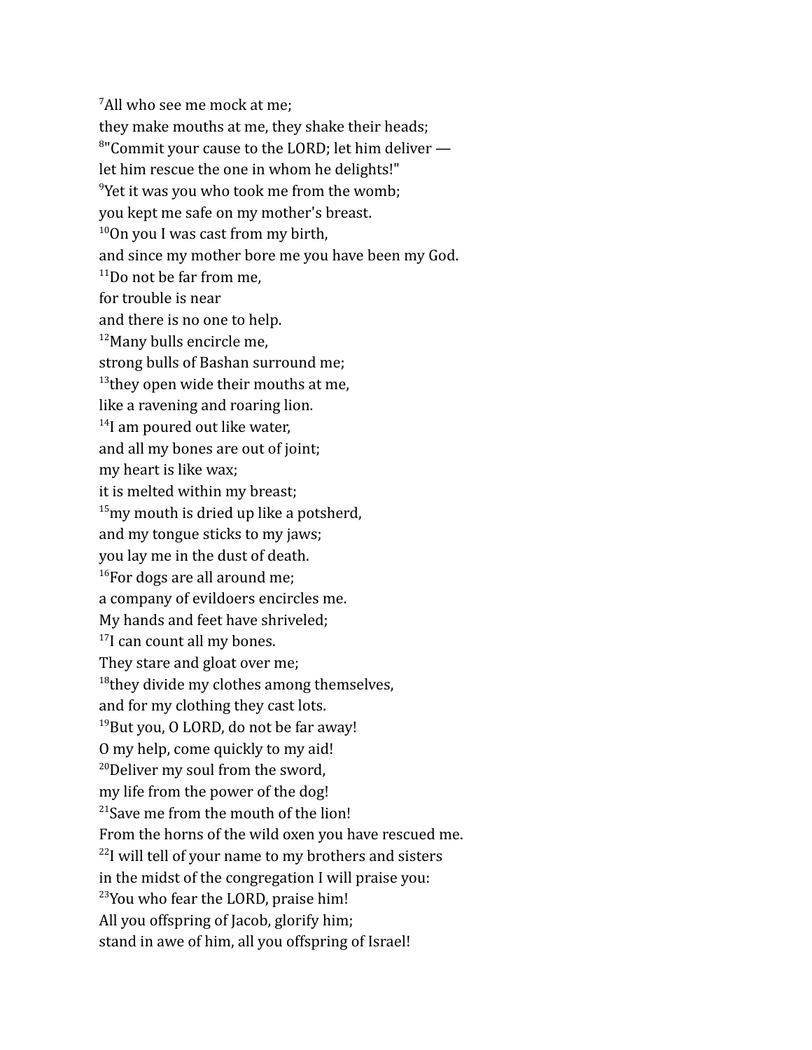[7]All who see me mock at me;  
they make mouths at me, they shake their heads;  
[8]"Commit your cause to the LORD; let him deliver —  
let him rescue the one in whom he delights!"  
[9]Yet it was you who took me from the womb;  
you kept me safe on my mother's breast.  
[10]On you I was cast from my birth,  
and since my mother bore me you have been my God.  
[11]Do not be far from me,  
for trouble is near  
and there is no one to help.  
[12]Many bulls encircle me,  
strong bulls of Bashan surround me;  
[13]they open wide their mouths at me,  
like a ravening and roaring lion.  
[14]I am poured out like water,  
and all my bones are out of joint;  
my heart is like wax;  
it is melted within my breast;  
[15]my mouth is dried up like a potsherd,  
and my tongue sticks to my jaws;  
you lay me in the dust of death.  
[16]For dogs are all around me;  
a company of evildoers encircles me.  
My hands and feet have shriveled;  
[17]I can count all my bones.  
They stare and gloat over me;  
[18]they divide my clothes among themselves,  
and for my clothing they cast lots.  
[19]But you, O LORD, do not be far away!  
O my help, come quickly to my aid!  
[20]Deliver my soul from the sword,  
my life from the power of the dog!  
[21]Save me from the mouth of the lion!  
From the horns of the wild oxen you have rescued me.  
[22]I will tell of your name to my brothers and sisters  
in the midst of the congregation I will praise you:  
[23]You who fear the LORD, praise him!  
All you offspring of Jacob, glorify him;  
stand in awe of him, all you offspring of Israel!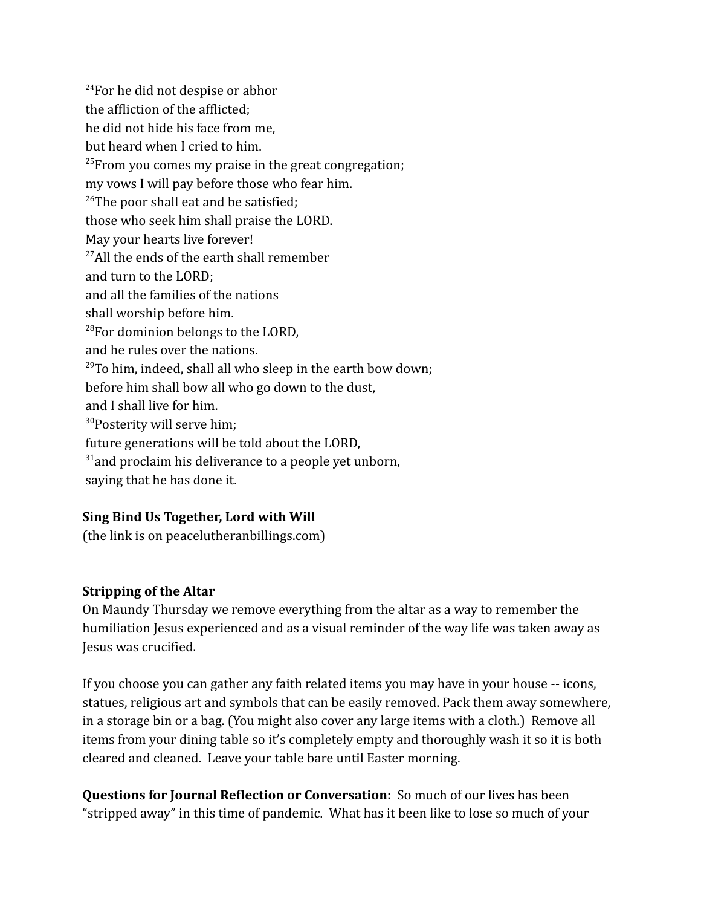[24]For he did not despise or abhor  
the affliction of the afflicted;  
he did not hide his face from me,  
but heard when I cried to him.  
[25]From you comes my praise in the great congregation;  
my vows I will pay before those who fear him.  
[26]The poor shall eat and be satisfied;  
those who seek him shall praise the LORD.  
May your hearts live forever!  
[27]All the ends of the earth shall remember  
and turn to the LORD;  
and all the families of the nations  
shall worship before him.  
[28]For dominion belongs to the LORD,  
and he rules over the nations.  
[29]To him, indeed, shall all who sleep in the earth bow down;  
before him shall bow all who go down to the dust,  
and I shall live for him.  
[30]Posterity will serve him;  
future generations will be told about the LORD,  
[31]and proclaim his deliverance to a people yet unborn,  
saying that he has done it.

**Sing Bind Us Together, Lord with Will**  
(the link is on peacelutheranbillings.com)

**Stripping of the Altar**  
On Maundy Thursday we remove everything from the altar as a way to remember the humiliation Jesus experienced and as a visual reminder of the way life was taken away as Jesus was crucified.

If you choose you can gather any faith related items you may have in your house -- icons, statues, religious art and symbols that can be easily removed. Pack them away somewhere, in a storage bin or a bag. (You might also cover any large items with a cloth.) Remove all items from your dining table so it's completely empty and thoroughly wash it so it is both cleared and cleaned. Leave your table bare until Easter morning.

**Questions for Journal Reflection or Conversation:** So much of our lives has been "stripped away" in this time of pandemic. What has it been like to lose so much of your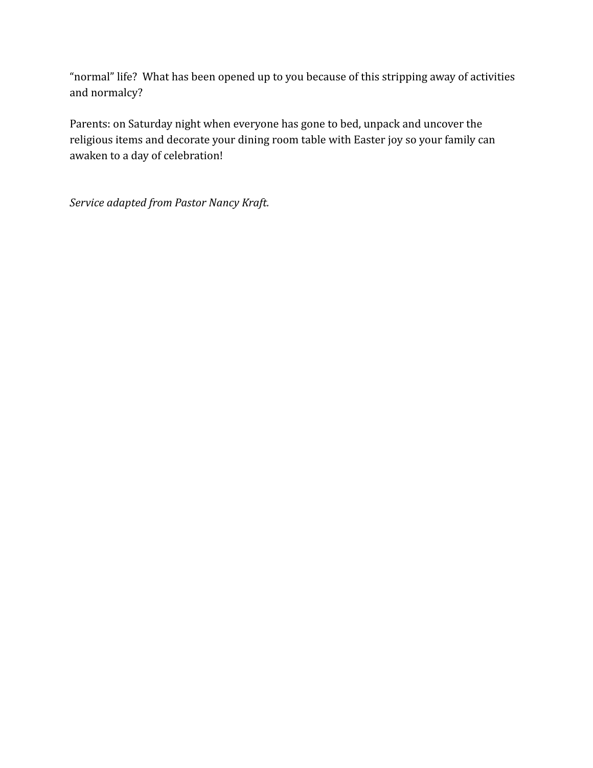"normal" life?  What has been opened up to you because of this stripping away of activities and normalcy?

Parents: on Saturday night when everyone has gone to bed, unpack and uncover the religious items and decorate your dining room table with Easter joy so your family can awaken to a day of celebration!

*Service adapted from Pastor Nancy Kraft.*